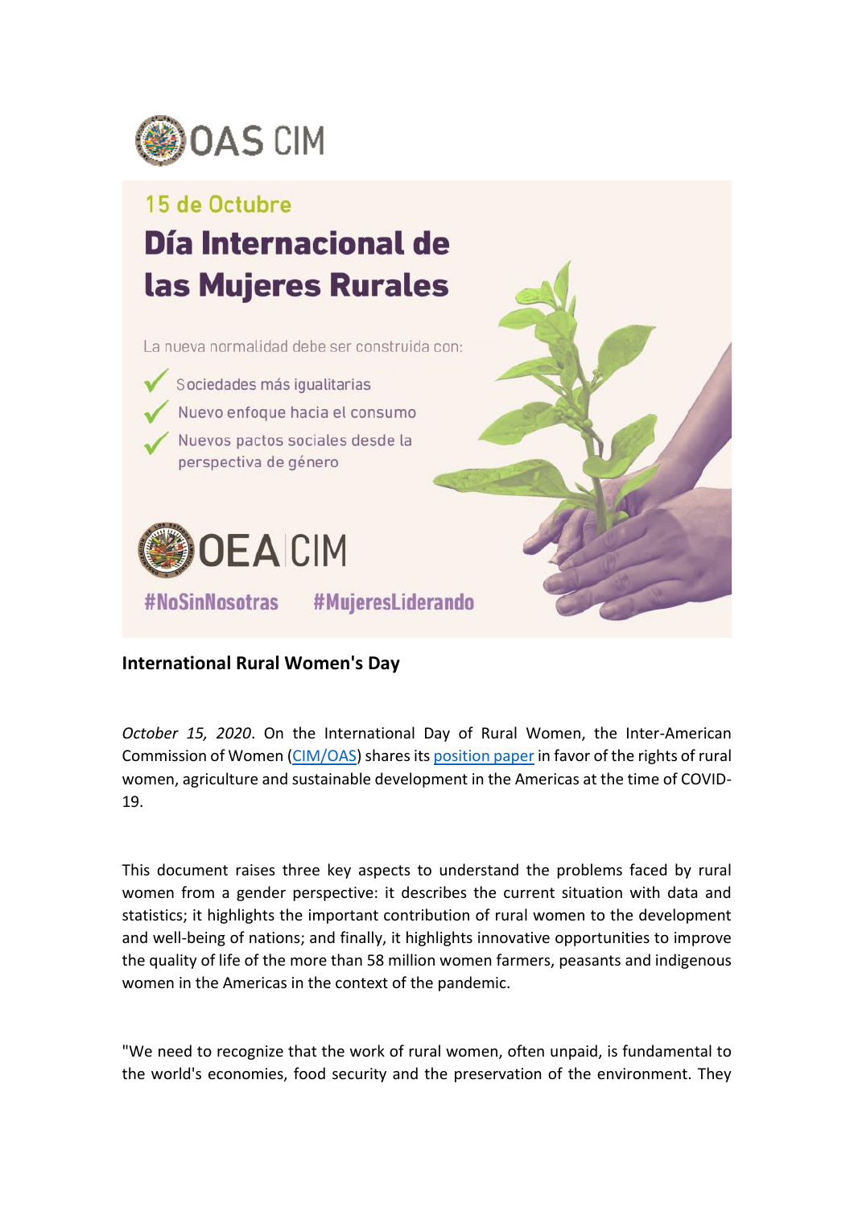OAS CIM

15 de Octubre

# Día Internacional de las Mujeres Rurales

La nueva normalidad debe ser construida con:

- Sociedades más igualitarias
- Nuevo enfoque hacia el consumo
- Nuevos pactos sociales desde la perspectiva de género

OEA CIM

#NoSinNosotras #MujeresLiderando

## International Rural Women's Day

*October 15, 2020*. On the International Day of Rural Women, the Inter-American Commission of Women (CIM/OAS) shares its position paper in favor of the rights of rural women, agriculture and sustainable development in the Americas at the time of COVID-19.

This document raises three key aspects to understand the problems faced by rural women from a gender perspective: it describes the current situation with data and statistics; it highlights the important contribution of rural women to the development and well-being of nations; and finally, it highlights innovative opportunities to improve the quality of life of the more than 58 million women farmers, peasants and indigenous women in the Americas in the context of the pandemic.

"We need to recognize that the work of rural women, often unpaid, is fundamental to the world's economies, food security and the preservation of the environment. They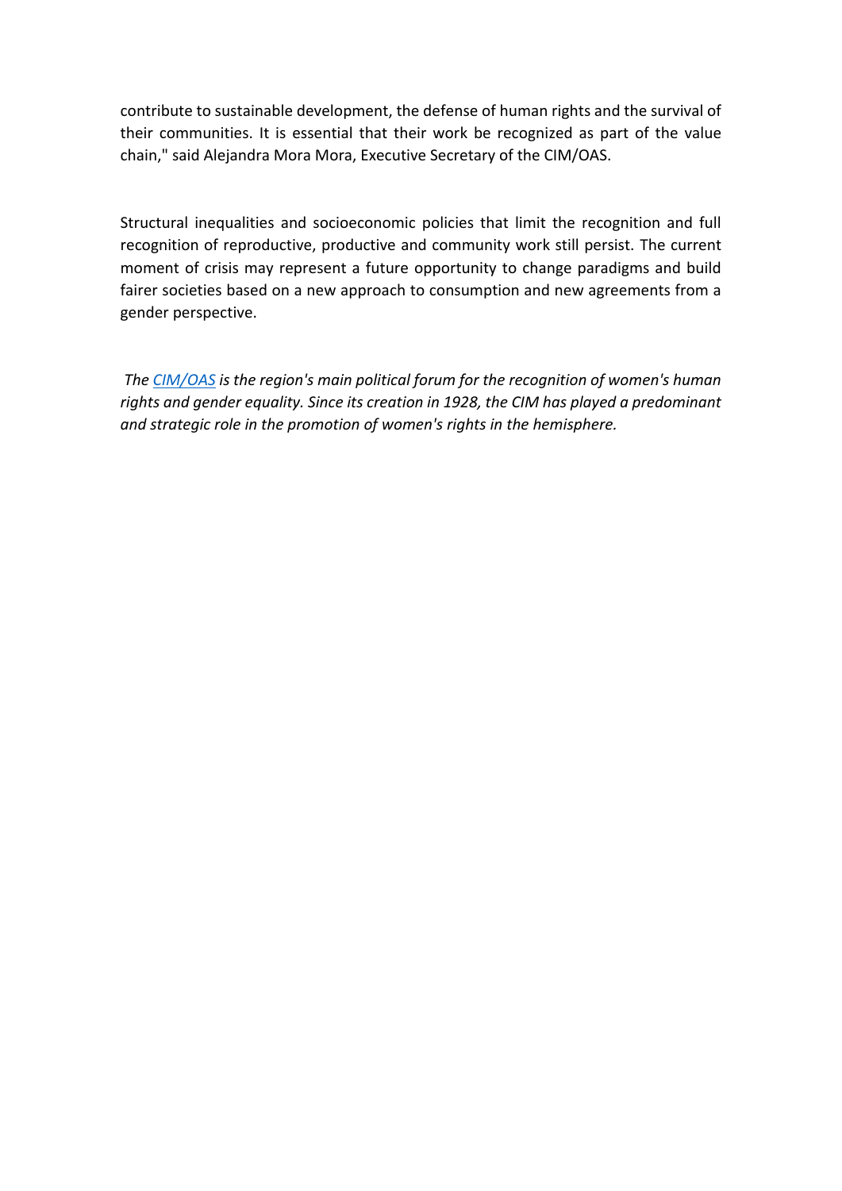contribute to sustainable development, the defense of human rights and the survival of their communities. It is essential that their work be recognized as part of the value chain," said Alejandra Mora Mora, Executive Secretary of the CIM/OAS.

Structural inequalities and socioeconomic policies that limit the recognition and full recognition of reproductive, productive and community work still persist. The current moment of crisis may represent a future opportunity to change paradigms and build fairer societies based on a new approach to consumption and new agreements from a gender perspective.

*The [CIM/OAS]() is the region's main political forum for the recognition of women's human rights and gender equality. Since its creation in 1928, the CIM has played a predominant and strategic role in the promotion of women's rights in the hemisphere.*